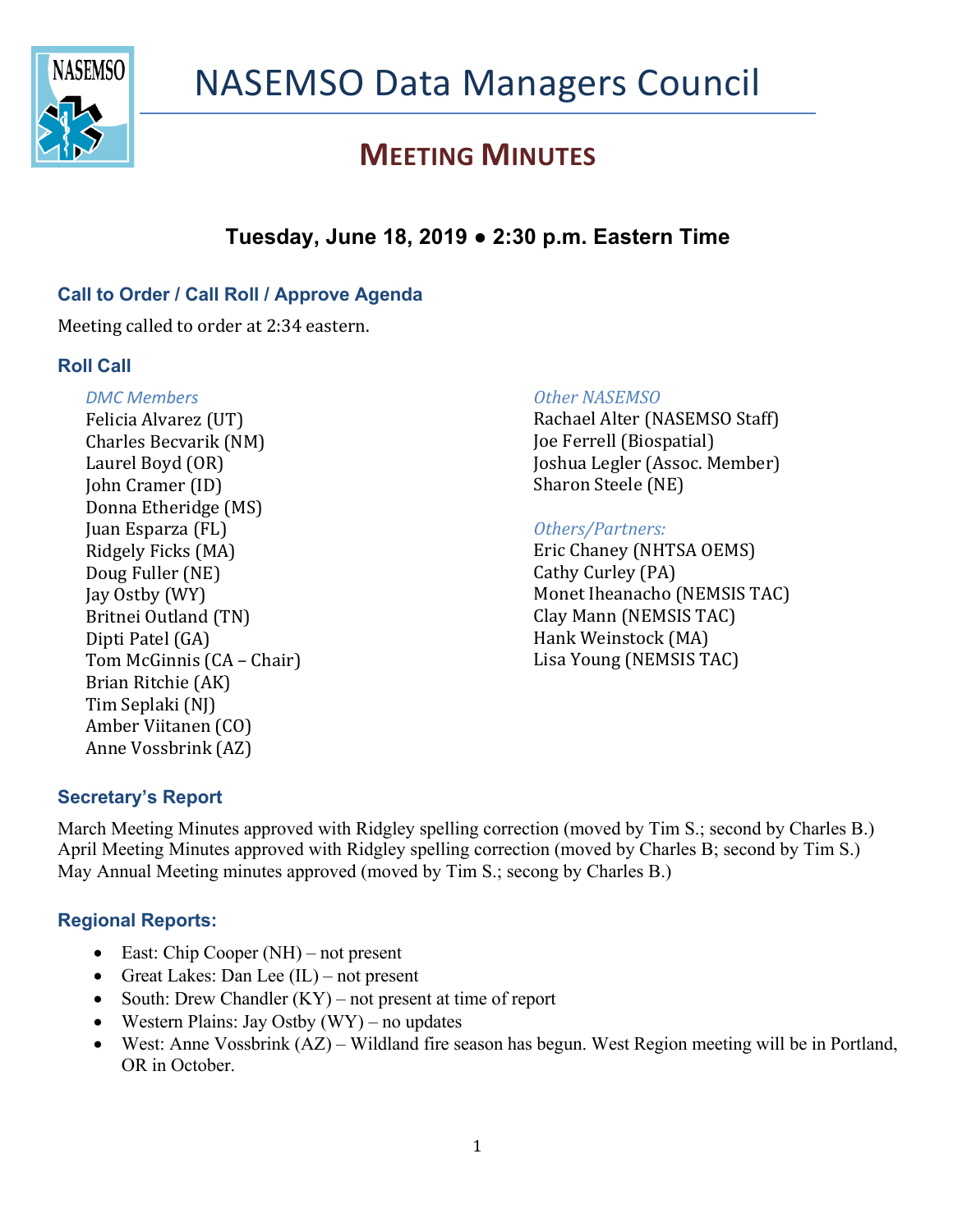# NASEMSO Data Managers Council

## MEETING MINUTES

### Tuesday, June 18, 2019 ● 2:30 p.m. Eastern Time

### Call to Order / Call Roll / Approve Agenda

Meeting called to order at 2:34 eastern.

### Roll Call

*DMC Members*
Felicia Alvarez (UT)
Charles Becvarik (NM)
Laurel Boyd (OR)
John Cramer (ID)
Donna Etheridge (MS)
Juan Esparza (FL)
Ridgely Ficks (MA)
Doug Fuller (NE)
Jay Ostby (WY)
Britnei Outland (TN)
Dipti Patel (GA)
Tom McGinnis (CA – Chair)
Brian Ritchie (AK)
Tim Seplaki (NJ)
Amber Viitanen (CO)
Anne Vossbrink (AZ)

*Other NASEMSO*
Rachael Alter (NASEMSO Staff)
Joe Ferrell (Biospatial)
Joshua Legler (Assoc. Member)
Sharon Steele (NE)

*Others/Partners:*
Eric Chaney (NHTSA OEMS)
Cathy Curley (PA)
Monet Iheanacho (NEMSIS TAC)
Clay Mann (NEMSIS TAC)
Hank Weinstock (MA)
Lisa Young (NEMSIS TAC)

### Secretary's Report

March Meeting Minutes approved with Ridgley spelling correction (moved by Tim S.; second by Charles B.)
April Meeting Minutes approved with Ridgley spelling correction (moved by Charles B; second by Tim S.)
May Annual Meeting minutes approved (moved by Tim S.; secong by Charles B.)

### Regional Reports:

- East: Chip Cooper (NH) – not present
- Great Lakes: Dan Lee (IL) – not present
- South: Drew Chandler (KY) – not present at time of report
- Western Plains: Jay Ostby (WY) – no updates
- West: Anne Vossbrink (AZ) – Wildland fire season has begun. West Region meeting will be in Portland, OR in October.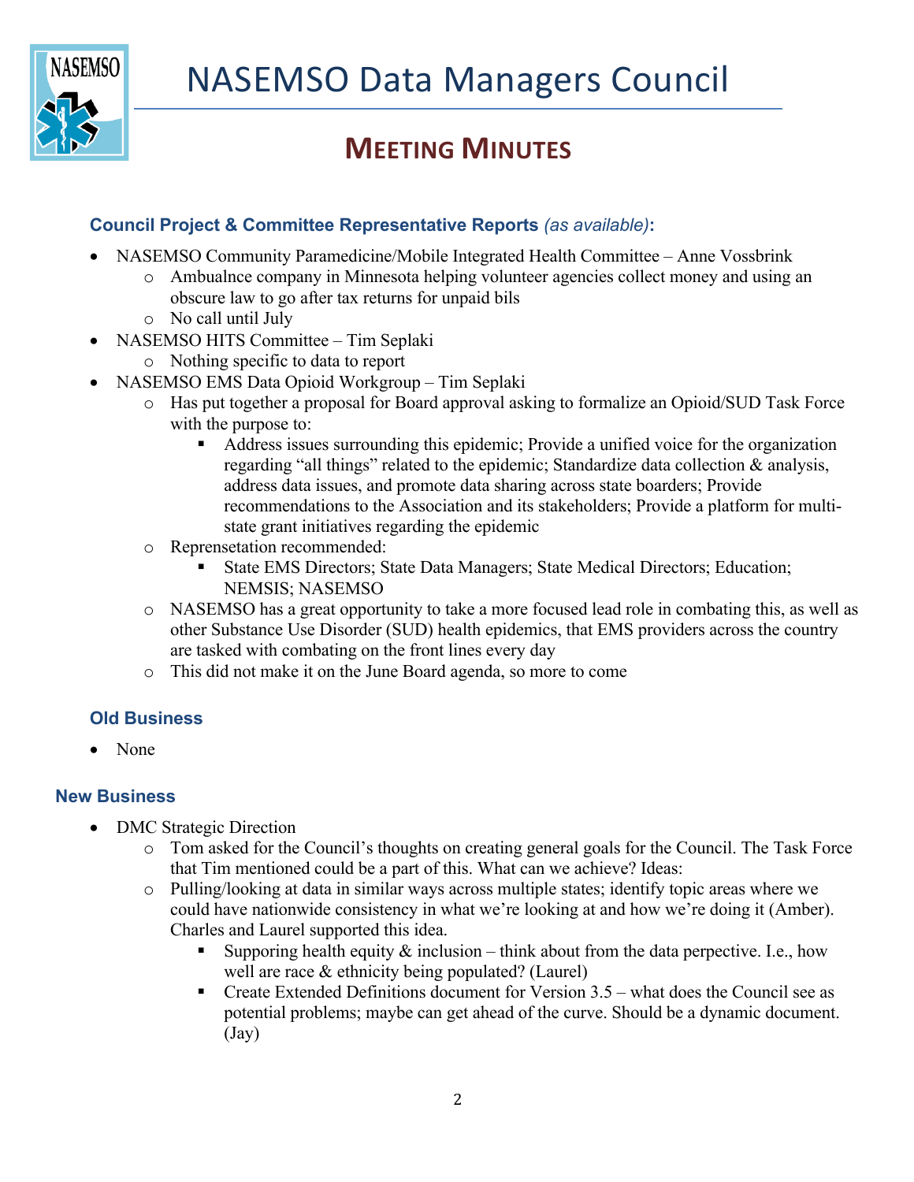# NASEMSO Data Managers Council

## MEETING MINUTES

### Council Project & Committee Representative Reports *(as available)*:

- NASEMSO Community Paramedicine/Mobile Integrated Health Committee – Anne Vossbrink
  - Ambualnce company in Minnesota helping volunteer agencies collect money and using an obscure law to go after tax returns for unpaid bils
  - No call until July
- NASEMSO HITS Committee – Tim Seplaki
  - Nothing specific to data to report
- NASEMSO EMS Data Opioid Workgroup – Tim Seplaki
  - Has put together a proposal for Board approval asking to formalize an Opioid/SUD Task Force with the purpose to:
    - Address issues surrounding this epidemic; Provide a unified voice for the organization regarding "all things" related to the epidemic; Standardize data collection & analysis, address data issues, and promote data sharing across state boarders; Provide recommendations to the Association and its stakeholders; Provide a platform for multi-state grant initiatives regarding the epidemic
  - Reprensetation recommended:
    - State EMS Directors; State Data Managers; State Medical Directors; Education; NEMSIS; NASEMSO
  - NASEMSO has a great opportunity to take a more focused lead role in combating this, as well as other Substance Use Disorder (SUD) health epidemics, that EMS providers across the country are tasked with combating on the front lines every day
  - This did not make it on the June Board agenda, so more to come

### Old Business

- None

### New Business

- DMC Strategic Direction
  - Tom asked for the Council's thoughts on creating general goals for the Council. The Task Force that Tim mentioned could be a part of this. What can we achieve? Ideas:
  - Pulling/looking at data in similar ways across multiple states; identify topic areas where we could have nationwide consistency in what we're looking at and how we're doing it (Amber). Charles and Laurel supported this idea.
    - Supporing health equity & inclusion – think about from the data perpective. I.e., how well are race & ethnicity being populated? (Laurel)
    - Create Extended Definitions document for Version 3.5 – what does the Council see as potential problems; maybe can get ahead of the curve. Should be a dynamic document. (Jay)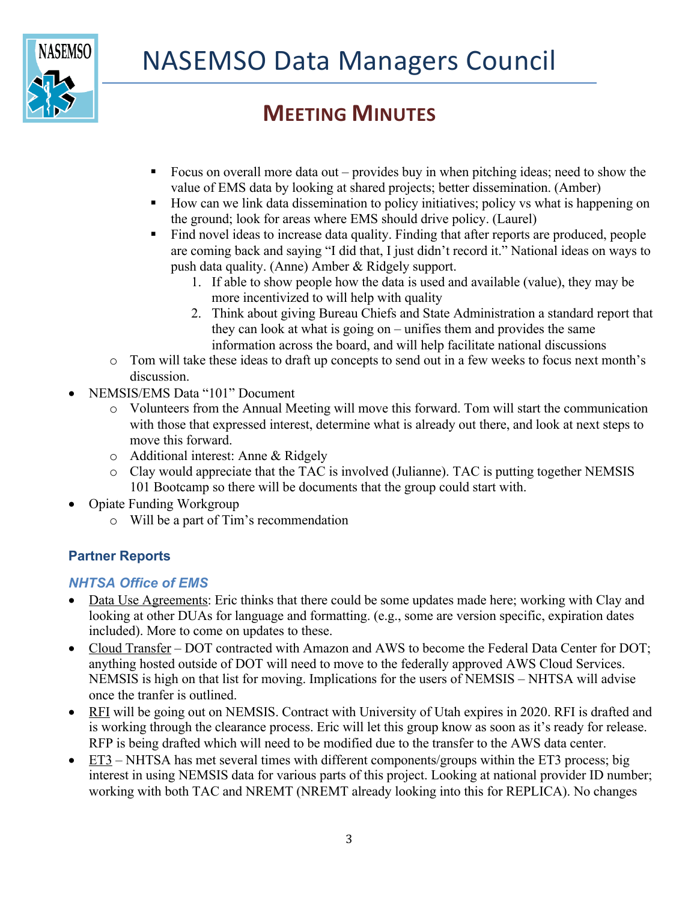- Focus on overall more data out – provides buy in when pitching ideas; need to show the value of EMS data by looking at shared projects; better dissemination. (Amber)
- How can we link data dissemination to policy initiatives; policy vs what is happening on the ground; look for areas where EMS should drive policy. (Laurel)
- Find novel ideas to increase data quality. Finding that after reports are produced, people are coming back and saying "I did that, I just didn't record it." National ideas on ways to push data quality. (Anne) Amber & Ridgely support.
  1. If able to show people how the data is used and available (value), they may be more incentivized to will help with quality
  2. Think about giving Bureau Chiefs and State Administration a standard report that they can look at what is going on – unifies them and provides the same information across the board, and will help facilitate national discussions
- Tom will take these ideas to draft up concepts to send out in a few weeks to focus next month's discussion.

- NEMSIS/EMS Data "101" Document
  - Volunteers from the Annual Meeting will move this forward. Tom will start the communication with those that expressed interest, determine what is already out there, and look at next steps to move this forward.
  - Additional interest: Anne & Ridgely
  - Clay would appreciate that the TAC is involved (Julianne). TAC is putting together NEMSIS 101 Bootcamp so there will be documents that the group could start with.
- Opiate Funding Workgroup
  - Will be a part of Tim's recommendation

## Partner Reports

### *NHTSA Office of EMS*

- Data Use Agreements: Eric thinks that there could be some updates made here; working with Clay and looking at other DUAs for language and formatting. (e.g., some are version specific, expiration dates included). More to come on updates to these.
- Cloud Transfer – DOT contracted with Amazon and AWS to become the Federal Data Center for DOT; anything hosted outside of DOT will need to move to the federally approved AWS Cloud Services. NEMSIS is high on that list for moving. Implications for the users of NEMSIS – NHTSA will advise once the tranfer is outlined.
- RFI will be going out on NEMSIS. Contract with University of Utah expires in 2020. RFI is drafted and is working through the clearance process. Eric will let this group know as soon as it's ready for release. RFP is being drafted which will need to be modified due to the transfer to the AWS data center.
- ET3 – NHTSA has met several times with different components/groups within the ET3 process; big interest in using NEMSIS data for various parts of this project. Looking at national provider ID number; working with both TAC and NREMT (NREMT already looking into this for REPLICA). No changes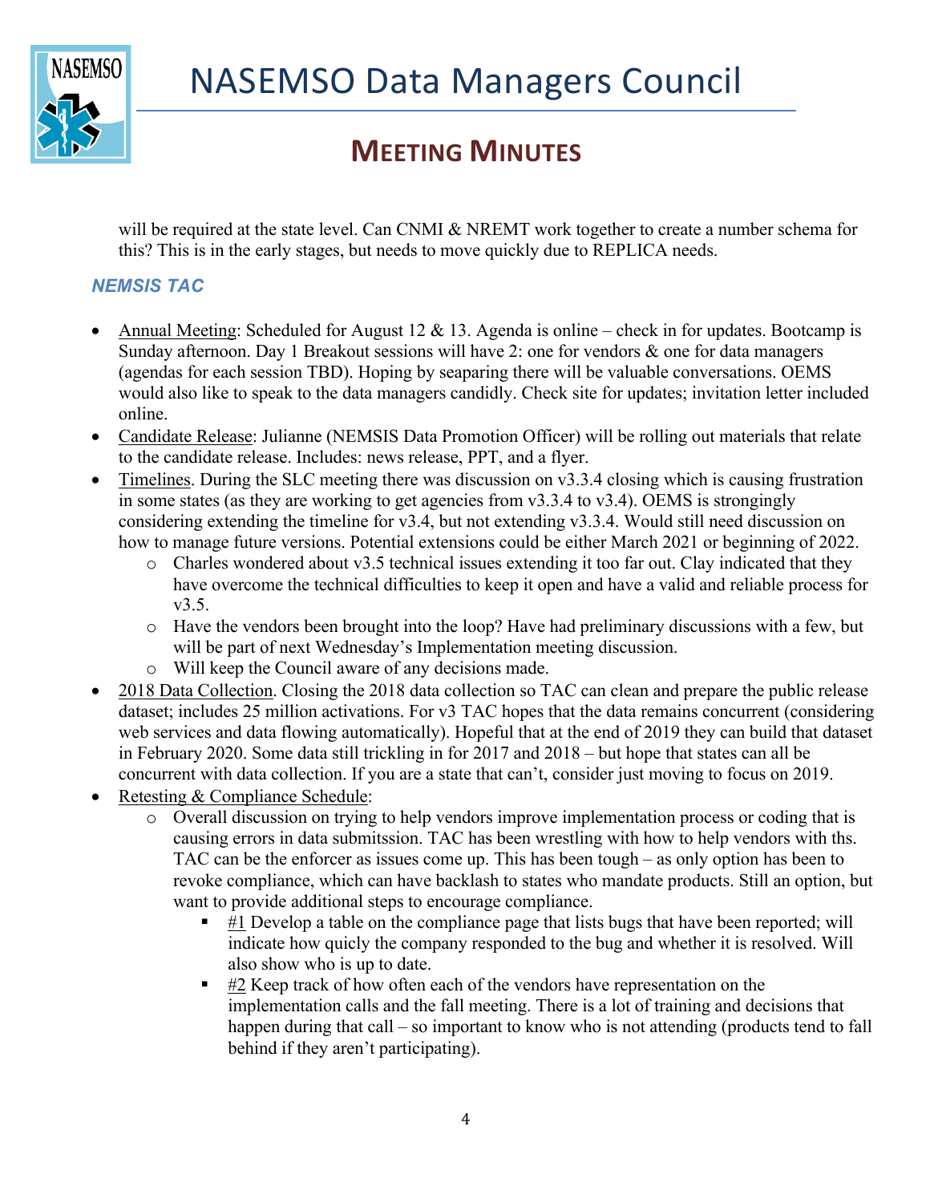will be required at the state level. Can CNMI & NREMT work together to create a number schema for this? This is in the early stages, but needs to move quickly due to REPLICA needs.

### *NEMSIS TAC*

- Annual Meeting: Scheduled for August 12 & 13. Agenda is online – check in for updates. Bootcamp is Sunday afternoon. Day 1 Breakout sessions will have 2: one for vendors & one for data managers (agendas for each session TBD). Hoping by seaparing there will be valuable conversations. OEMS would also like to speak to the data managers candidly. Check site for updates; invitation letter included online.
- Candidate Release: Julianne (NEMSIS Data Promotion Officer) will be rolling out materials that relate to the candidate release. Includes: news release, PPT, and a flyer.
- Timelines. During the SLC meeting there was discussion on v3.3.4 closing which is causing frustration in some states (as they are working to get agencies from v3.3.4 to v3.4). OEMS is strongingly considering extending the timeline for v3.4, but not extending v3.3.4. Would still need discussion on how to manage future versions. Potential extensions could be either March 2021 or beginning of 2022.
  - Charles wondered about v3.5 technical issues extending it too far out. Clay indicated that they have overcome the technical difficulties to keep it open and have a valid and reliable process for v3.5.
  - Have the vendors been brought into the loop? Have had preliminary discussions with a few, but will be part of next Wednesday's Implementation meeting discussion.
  - Will keep the Council aware of any decisions made.
- 2018 Data Collection. Closing the 2018 data collection so TAC can clean and prepare the public release dataset; includes 25 million activations. For v3 TAC hopes that the data remains concurrent (considering web services and data flowing automatically). Hopeful that at the end of 2019 they can build that dataset in February 2020. Some data still trickling in for 2017 and 2018 – but hope that states can all be concurrent with data collection. If you are a state that can't, consider just moving to focus on 2019.
- Retesting & Compliance Schedule:
  - Overall discussion on trying to help vendors improve implementation process or coding that is causing errors in data submitssion. TAC has been wrestling with how to help vendors with ths. TAC can be the enforcer as issues come up. This has been tough – as only option has been to revoke compliance, which can have backlash to states who mandate products. Still an option, but want to provide additional steps to encourage compliance.
    - #1 Develop a table on the compliance page that lists bugs that have been reported; will indicate how quicly the company responded to the bug and whether it is resolved. Will also show who is up to date.
    - #2 Keep track of how often each of the vendors have representation on the implementation calls and the fall meeting. There is a lot of training and decisions that happen during that call – so important to know who is not attending (products tend to fall behind if they aren't participating).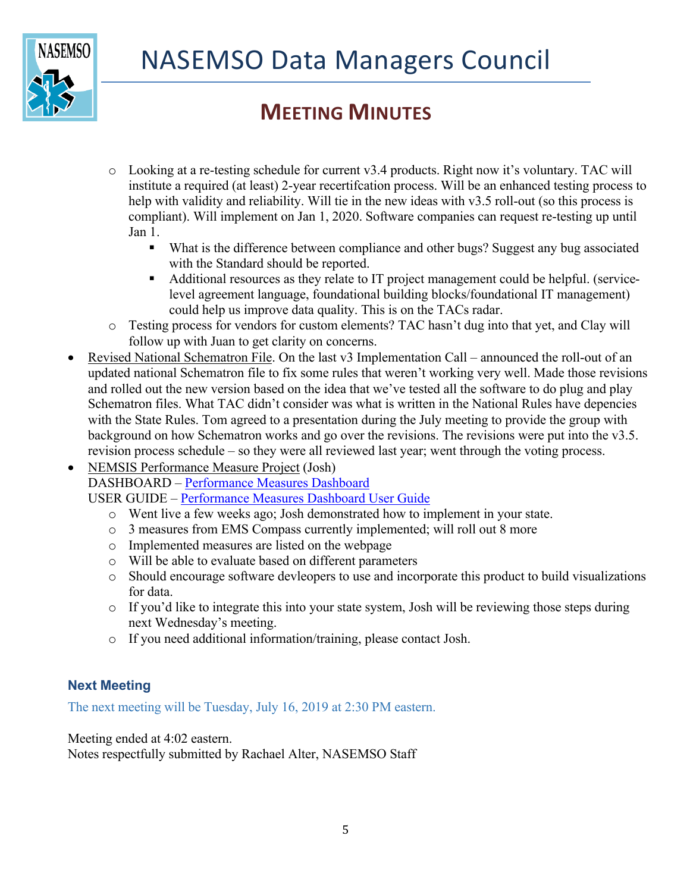- Looking at a re-testing schedule for current v3.4 products. Right now it's voluntary. TAC will institute a required (at least) 2-year recertifcation process. Will be an enhanced testing process to help with validity and reliability. Will tie in the new ideas with v3.5 roll-out (so this process is compliant). Will implement on Jan 1, 2020. Software companies can request re-testing up until Jan 1.
  - What is the difference between compliance and other bugs? Suggest any bug associated with the Standard should be reported.
  - Additional resources as they relate to IT project management could be helpful. (service-level agreement language, foundational building blocks/foundational IT management) could help us improve data quality. This is on the TACs radar.
- Testing process for vendors for custom elements? TAC hasn't dug into that yet, and Clay will follow up with Juan to get clarity on concerns.

- Revised National Schematron File. On the last v3 Implementation Call – announced the roll-out of an updated national Schematron file to fix some rules that weren't working very well. Made those revisions and rolled out the new version based on the idea that we've tested all the software to do plug and play Schematron files. What TAC didn't consider was what is written in the National Rules have depencies with the State Rules. Tom agreed to a presentation during the July meeting to provide the group with background on how Schematron works and go over the revisions. The revisions were put into the v3.5. revision process schedule – so they were all reviewed last year; went through the voting process.
- NEMSIS Performance Measure Project (Josh)
  DASHBOARD – Performance Measures Dashboard
  USER GUIDE – Performance Measures Dashboard User Guide
  - Went live a few weeks ago; Josh demonstrated how to implement in your state.
  - 3 measures from EMS Compass currently implemented; will roll out 8 more
  - Implemented measures are listed on the webpage
  - Will be able to evaluate based on different parameters
  - Should encourage software devleopers to use and incorporate this product to build visualizations for data.
  - If you'd like to integrate this into your state system, Josh will be reviewing those steps during next Wednesday's meeting.
  - If you need additional information/training, please contact Josh.

### Next Meeting

The next meeting will be Tuesday, July 16, 2019 at 2:30 PM eastern.

Meeting ended at 4:02 eastern.
Notes respectfully submitted by Rachael Alter, NASEMSO Staff